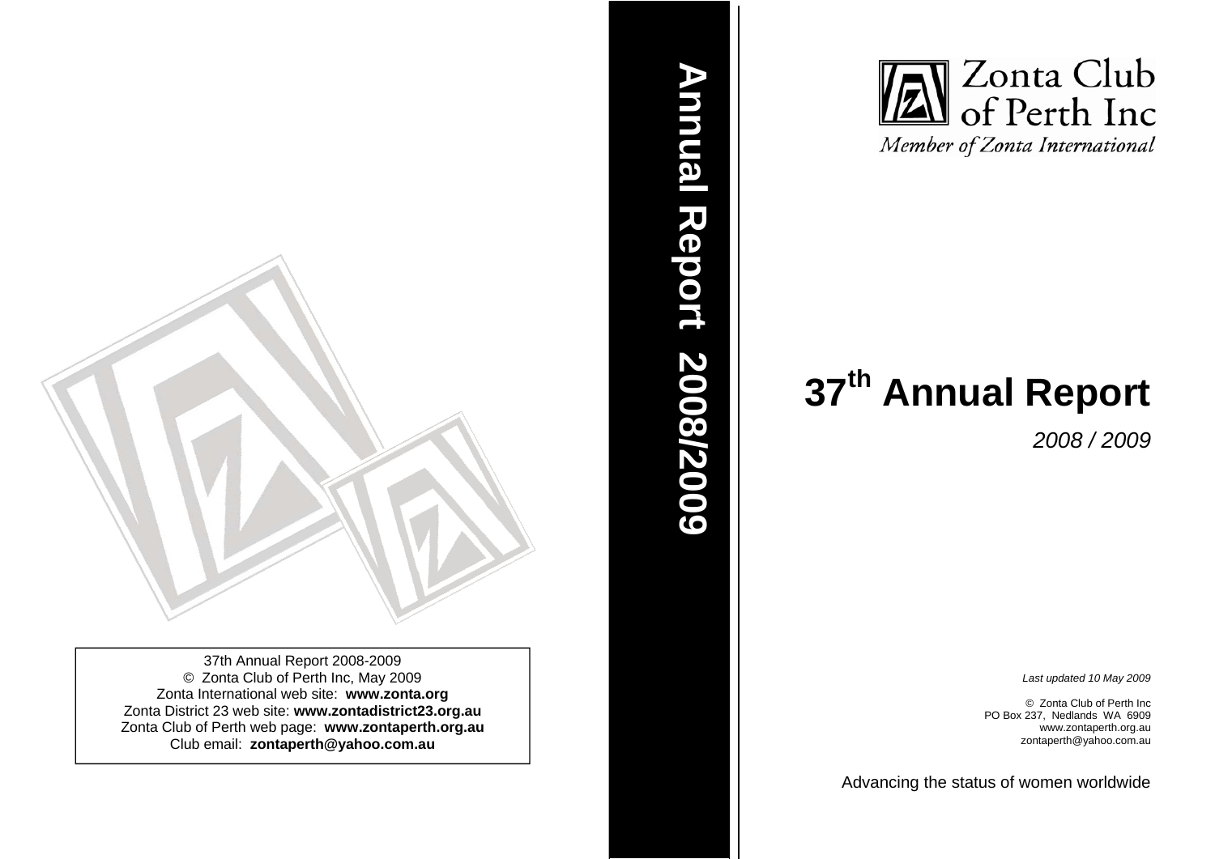37th Annual Report 2008-2009
© Zonta Club of Perth Inc, May 2009
Zonta International web site: **www.zonta.org**
Zonta District 23 web site: **www.zontadistrict23.org.au**
Zonta Club of Perth web page: **www.zontaperth.org.au**
Club email: **zontaperth@yahoo.com.au**

**Annual Report 2008/2009**

Zonta Club of Perth Inc
*Member of Zonta International*

# 37th Annual Report

*2008 / 2009*

*Last updated 10 May 2009*

© Zonta Club of Perth Inc
PO Box 237, Nedlands WA 6909
www.zontaperth.org.au
zontaperth@yahoo.com.au

Advancing the status of women worldwide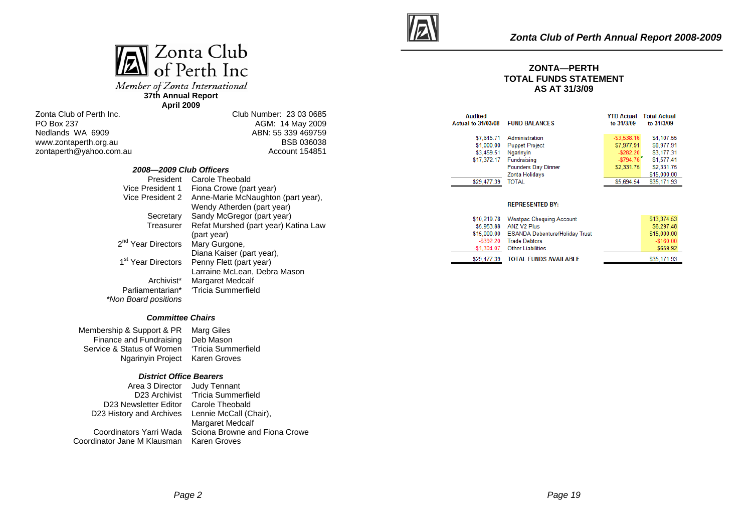# Zonta Club of Perth Inc

*Member of Zonta International*

**37th Annual Report**

**April 2009**

| | |
|---|---|
| Zonta Club of Perth Inc. | Club Number: 23 03 0685 |
| PO Box 237 | AGM: 14 May 2009 |
| Nedlands WA 6909 | ABN: 55 339 469759 |
| www.zontaperth.org.au | BSB 036038 |
| zontaperth@yahoo.com.au | Account 154851 |

### *2008—2009 Club Officers*

| | |
|---|---|
| President | Carole Theobald |
| Vice President 1 | Fiona Crowe (part year) |
| Vice President 2 | Anne-Marie McNaughton (part year), Wendy Atherden (part year) |
| Secretary | Sandy McGregor (part year) |
| Treasurer | Refat Murshed (part year) Katina Law (part year) |
| 2nd Year Directors | Mary Gurgone, Diana Kaiser (part year), |
| 1st Year Directors | Penny Flett (part year) Larraine McLean, Debra Mason |
| Archivist* | Margaret Medcalf |
| Parliamentarian* | 'Tricia Summerfield |

*Non Board positions

### *Committee Chairs*

| | |
|---|---|
| Membership & Support & PR | Marg Giles |
| Finance and Fundraising | Deb Mason |
| Service & Status of Women | 'Tricia Summerfield |
| Ngarinyin Project | Karen Groves |

### *District Office Bearers*

| | |
|---|---|
| Area 3 Director | Judy Tennant |
| D23 Archivist | 'Tricia Summerfield |
| D23 Newsletter Editor | Carole Theobald |
| D23 History and Archives | Lennie McCall (Chair), Margaret Medcalf |
| Coordinators Yarri Wada | Sciona Browne and Fiona Crowe |
| Coordinator Jane M Klausman | Karen Groves |

## ZONTA—PERTH TOTAL FUNDS STATEMENT AS AT 31/3/09

| Audited Actual to 31/03/08 | FUND BALANCES | YTD Actual to 31/3/09 | Total Actual to 31/3/09 |
|---|---|---|---|
| $7,645.71 | Administration | -$3,538.16 | $4,107.55 |
| $1,000.00 | Puppet Project | $7,977.91 | $8,977.91 |
| $3,459.51 | Ngarinyin | -$282.20 | $3,177.31 |
| $17,372.17 | Fundraising | -$794.76 | $1,577.41 |
| | Founders Day Dinner | $2,331.75 | $2,331.75 |
| | Zonta Holidays | | $15,000.00 |
| $29,477.39 | TOTAL | $5,694.54 | $35,171.93 |
| | **REPRESENTED BY:** | | |
| $10,219.78 | Westpac Chequing Account | | $13,374.53 |
| $5,953.88 | ANZ V2 Plus | | $6,297.48 |
| $15,000.00 | ESANDA Debenture/Holiday Trust | | $15,000.00 |
| -$392.20 | Trade Debtors | | -$160.00 |
| -$1,304.07 | Other Liabilities | | $659.92 |
| $29,477.39 | TOTAL FUNDS AVAILABLE | | $35,171.93 |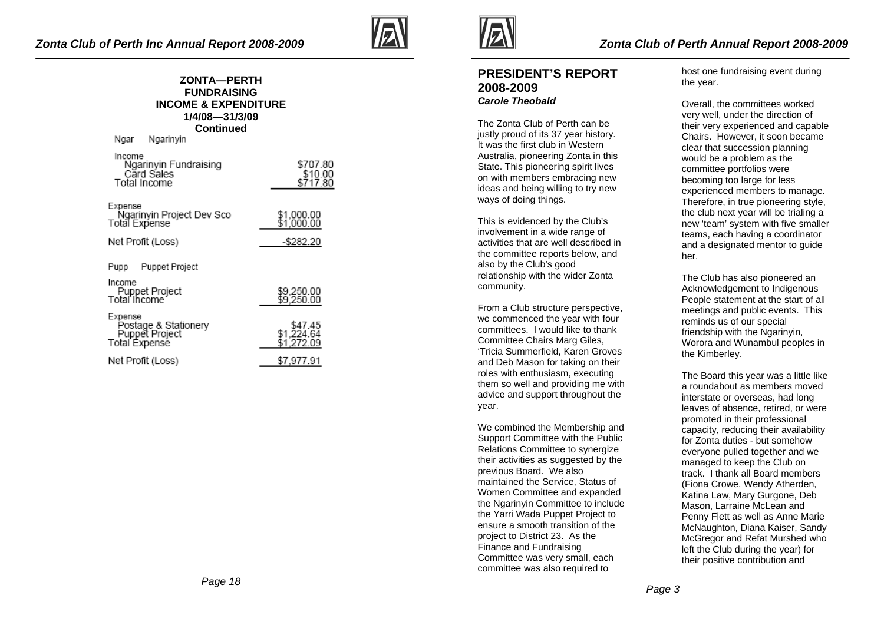## ZONTA—PERTH FUNDRAISING INCOME & EXPENDITURE 1/4/08—31/3/09 Continued

Ngar Ngarinyin

| | |
|---|---|
| **Income** | |
| Ngarinyin Fundraising | $707.80 |
| Card Sales | $10.00 |
| Total Income | $717.80 |
| **Expense** | |
| Ngarinyin Project Dev Sco | $1,000.00 |
| Total Expense | $1,000.00 |
| Net Profit (Loss) | -$282.20 |

Pupp Puppet Project

| | |
|---|---|
| **Income** | |
| Puppet Project | $9,250.00 |
| Total Income | $9,250.00 |
| **Expense** | |
| Postage & Stationery | $47.45 |
| Puppet Project | $1,224.64 |
| Total Expense | $1,272.09 |
| Net Profit (Loss) | $7,977.91 |

## PRESIDENT'S REPORT 2008-2009

***Carole Theobald***

The Zonta Club of Perth can be justly proud of its 37 year history. It was the first club in Western Australia, pioneering Zonta in this State. This pioneering spirit lives on with members embracing new ideas and being willing to try new ways of doing things.

This is evidenced by the Club's involvement in a wide range of activities that are well described in the committee reports below, and also by the Club's good relationship with the wider Zonta community.

From a Club structure perspective, we commenced the year with four committees. I would like to thank Committee Chairs Marg Giles, 'Tricia Summerfield, Karen Groves and Deb Mason for taking on their roles with enthusiasm, executing them so well and providing me with advice and support throughout the year.

We combined the Membership and Support Committee with the Public Relations Committee to synergize their activities as suggested by the previous Board. We also maintained the Service, Status of Women Committee and expanded the Ngarinyin Committee to include the Yarri Wada Puppet Project to ensure a smooth transition of the project to District 23. As the Finance and Fundraising Committee was very small, each committee was also required to host one fundraising event during the year.

Overall, the committees worked very well, under the direction of their very experienced and capable Chairs. However, it soon became clear that succession planning would be a problem as the committee portfolios were becoming too large for less experienced members to manage. Therefore, in true pioneering style, the club next year will be trialing a new 'team' system with five smaller teams, each having a coordinator and a designated mentor to guide her.

The Club has also pioneered an Acknowledgement to Indigenous People statement at the start of all meetings and public events. This reminds us of our special friendship with the Ngarinyin, Worora and Wunambul peoples in the Kimberley.

The Board this year was a little like a roundabout as members moved interstate or overseas, had long leaves of absence, retired, or were promoted in their professional capacity, reducing their availability for Zonta duties - but somehow everyone pulled together and we managed to keep the Club on track. I thank all Board members (Fiona Crowe, Wendy Atherden, Katina Law, Mary Gurgone, Deb Mason, Larraine McLean and Penny Flett as well as Anne Marie McNaughton, Diana Kaiser, Sandy McGregor and Refat Murshed who left the Club during the year) for their positive contribution and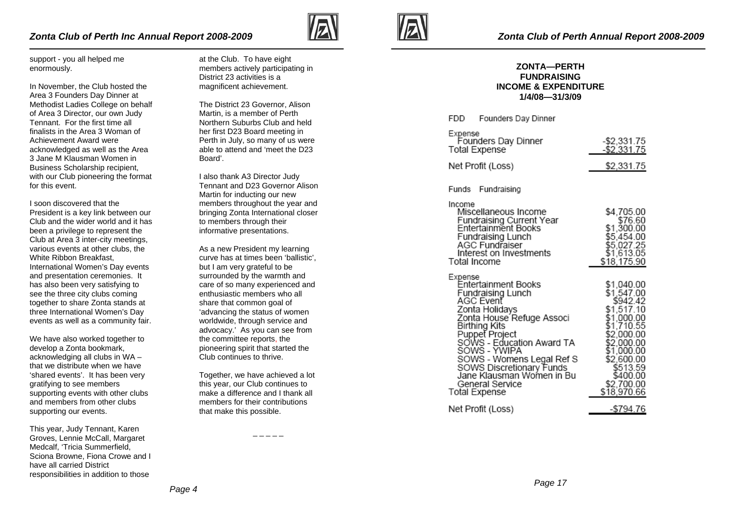support - you all helped me enormously.

In November, the Club hosted the Area 3 Founders Day Dinner at Methodist Ladies College on behalf of Area 3 Director, our own Judy Tennant. For the first time all finalists in the Area 3 Woman of Achievement Award were acknowledged as well as the Area 3 Jane M Klausman Women in Business Scholarship recipient, with our Club pioneering the format for this event.

I soon discovered that the President is a key link between our Club and the wider world and it has been a privilege to represent the Club at Area 3 inter-city meetings, various events at other clubs, the White Ribbon Breakfast, International Women's Day events and presentation ceremonies. It has also been very satisfying to see the three city clubs coming together to share Zonta stands at three International Women's Day events as well as a community fair.

We have also worked together to develop a Zonta bookmark, acknowledging all clubs in WA – that we distribute when we have 'shared events'. It has been very gratifying to see members supporting events with other clubs and members from other clubs supporting our events.

This year, Judy Tennant, Karen Groves, Lennie McCall, Margaret Medcalf, 'Tricia Summerfield, Sciona Browne, Fiona Crowe and I have all carried District responsibilities in addition to those at the Club. To have eight members actively participating in District 23 activities is a magnificent achievement.

The District 23 Governor, Alison Martin, is a member of Perth Northern Suburbs Club and held her first D23 Board meeting in Perth in July, so many of us were able to attend and 'meet the D23 Board'.

I also thank A3 Director Judy Tennant and D23 Governor Alison Martin for inducting our new members throughout the year and bringing Zonta International closer to members through their informative presentations.

As a new President my learning curve has at times been 'ballistic', but I am very grateful to be surrounded by the warmth and care of so many experienced and enthusiastic members who all share that common goal of 'advancing the status of women worldwide, through service and advocacy.' As you can see from the committee reports, the pioneering spirit that started the Club continues to thrive.

Together, we have achieved a lot this year, our Club continues to make a difference and I thank all members for their contributions that make this possible.

\_ \_ \_ \_ \_

**ZONTA—PERTH**
**FUNDRAISING**
**INCOME & EXPENDITURE**
**1/4/08—31/3/09**

| FDD Founders Day Dinner | |
|---|---|
| Expense | |
| Founders Day Dinner | -$2,331.75 |
| Total Expense | -$2,331.75 |
| Net Profit (Loss) | $2,331.75 |

| Funds Fundraising | |
|---|---|
| Income | |
| Miscellaneous Income | $4,705.00 |
| Fundraising Current Year | $76.60 |
| Entertainment Books | $1,300.00 |
| Fundraising Lunch | $5,454.00 |
| AGC Fundraiser | $5,027.25 |
| Interest on Investments | $1,613.05 |
| Total Income | $18,175.90 |
| Expense | |
| Entertainment Books | $1,040.00 |
| Fundraising Lunch | $1,547.00 |
| AGC Event | $942.42 |
| Zonta Holidays | $1,517.10 |
| Zonta House Refuge Associ | $1,000.00 |
| Birthing Kits | $1,710.55 |
| Puppet Project | $2,000.00 |
| SOWS - Education Award TA | $2,000.00 |
| SOWS - YWIPA | $1,000.00 |
| SOWS - Womens Legal Ref S | $2,600.00 |
| SOWS Discretionary Funds | $513.59 |
| Jane Klausman Women in Bu | $400.00 |
| General Service | $2,700.00 |
| Total Expense | $18,970.66 |
| Net Profit (Loss) | -$794.76 |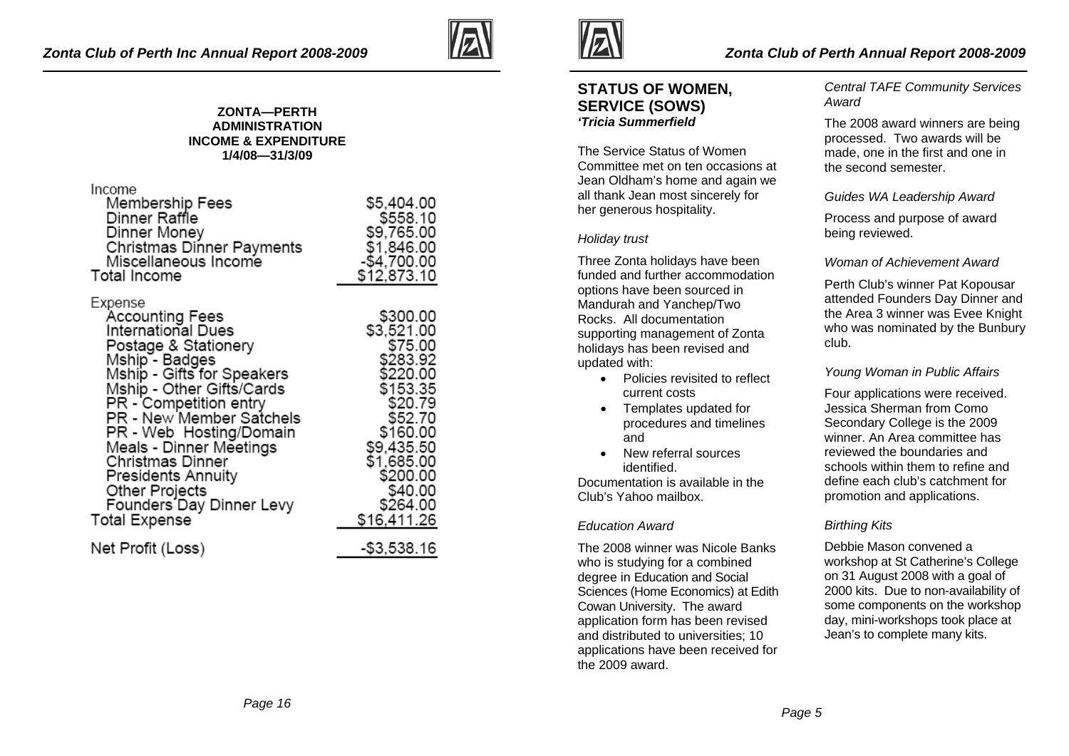**ZONTA—PERTH**
**ADMINISTRATION**
**INCOME & EXPENDITURE**
**1/4/08—31/3/09**

| | |
|---|---|
| **Income** | |
| Membership Fees | $5,404.00 |
| Dinner Raffle | $558.10 |
| Dinner Money | $9,765.00 |
| Christmas Dinner Payments | $1,846.00 |
| Miscellaneous Income | -$4,700.00 |
| Total Income | $12,873.10 |
| **Expense** | |
| Accounting Fees | $300.00 |
| International Dues | $3,521.00 |
| Postage & Stationery | $75.00 |
| Mship - Badges | $283.92 |
| Mship - Gifts for Speakers | $220.00 |
| Mship - Other Gifts/Cards | $153.35 |
| PR - Competition entry | $20.79 |
| PR - New Member Satchels | $52.70 |
| PR - Web Hosting/Domain | $160.00 |
| Meals - Dinner Meetings | $9,435.50 |
| Christmas Dinner | $1,685.00 |
| Presidents Annuity | $200.00 |
| Other Projects | $40.00 |
| Founders Day Dinner Levy | $264.00 |
| Total Expense | $16,411.26 |
| Net Profit (Loss) | -$3,538.16 |

## STATUS OF WOMEN, SERVICE (SOWS)

***'Tricia Summerfield***

The Service Status of Women Committee met on ten occasions at Jean Oldham's home and again we all thank Jean most sincerely for her generous hospitality.

*Holiday trust*

Three Zonta holidays have been funded and further accommodation options have been sourced in Mandurah and Yanchep/Two Rocks. All documentation supporting management of Zonta holidays has been revised and updated with:

- Policies revisited to reflect current costs
- Templates updated for procedures and timelines and
- New referral sources identified.

Documentation is available in the Club's Yahoo mailbox.

*Education Award*

The 2008 winner was Nicole Banks who is studying for a combined degree in Education and Social Sciences (Home Economics) at Edith Cowan University. The award application form has been revised and distributed to universities; 10 applications have been received for the 2009 award.

*Central TAFE Community Services Award*

The 2008 award winners are being processed. Two awards will be made, one in the first and one in the second semester.

*Guides WA Leadership Award*

Process and purpose of award being reviewed.

*Woman of Achievement Award*

Perth Club's winner Pat Kopousar attended Founders Day Dinner and the Area 3 winner was Evee Knight who was nominated by the Bunbury club.

*Young Woman in Public Affairs*

Four applications were received. Jessica Sherman from Como Secondary College is the 2009 winner. An Area committee has reviewed the boundaries and schools within them to refine and define each club's catchment for promotion and applications.

*Birthing Kits*

Debbie Mason convened a workshop at St Catherine's College on 31 August 2008 with a goal of 2000 kits. Due to non-availability of some components on the workshop day, mini-workshops took place at Jean's to complete many kits.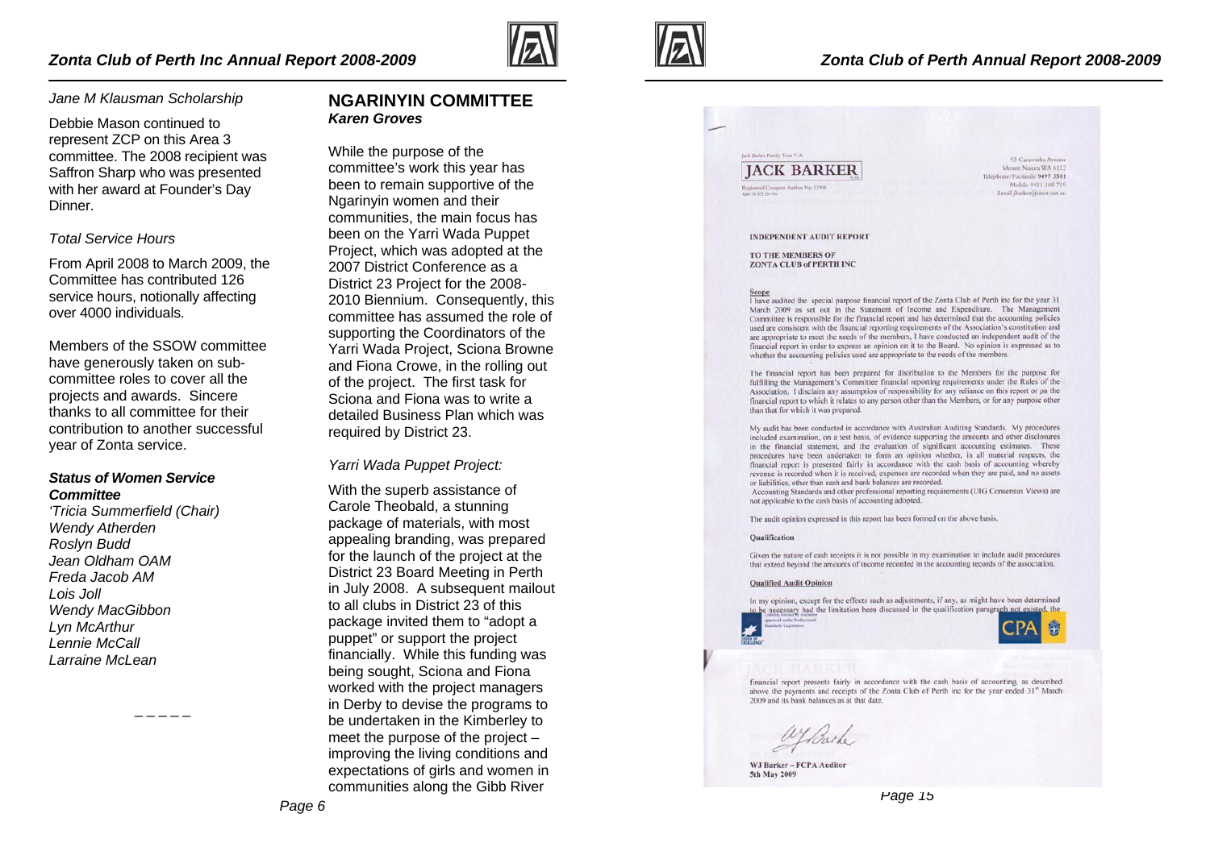*Jane M Klausman Scholarship*

Debbie Mason continued to represent ZCP on this Area 3 committee. The 2008 recipient was Saffron Sharp who was presented with her award at Founder's Day Dinner.

*Total Service Hours*

From April 2008 to March 2009, the Committee has contributed 126 service hours, notionally affecting over 4000 individuals.

Members of the SSOW committee have generously taken on sub-committee roles to cover all the projects and awards. Sincere thanks to all committee for their contribution to another successful year of Zonta service.

***Status of Women Service Committee***

*'Tricia Summerfield (Chair)*
*Wendy Atherden*
*Roslyn Budd*
*Jean Oldham OAM*
*Freda Jacob AM*
*Lois Joll*
*Wendy MacGibbon*
*Lyn McArthur*
*Lennie McCall*
*Larraine McLean*

\_ \_ \_ \_ \_

## NGARINYIN COMMITTEE

***Karen Groves***

While the purpose of the committee's work this year has been to remain supportive of the Ngarinyin women and their communities, the main focus has been on the Yarri Wada Puppet Project, which was adopted at the 2007 District Conference as a District 23 Project for the 2008-2010 Biennium. Consequently, this committee has assumed the role of supporting the Coordinators of the Yarri Wada Project, Sciona Browne and Fiona Crowe, in the rolling out of the project. The first task for Sciona and Fiona was to write a detailed Business Plan which was required by District 23.

*Yarri Wada Puppet Project:*

With the superb assistance of Carole Theobald, a stunning package of materials, with most appealing branding, was prepared for the launch of the project at the District 23 Board Meeting in Perth in July 2008. A subsequent mailout to all clubs in District 23 of this package invited them to "adopt a puppet" or support the project financially. While this funding was being sought, Sciona and Fiona worked with the project managers in Derby to devise the programs to be undertaken in the Kimberley to meet the purpose of the project – improving the living conditions and expectations of girls and women in communities along the Gibb River

Jack Barker Family Trust T/A

**JACK BARKER**

Registered Company Auditor No. 13908

93 Canavatha Avenue
Mount Nasura WA 6112
Telephone/Facsimile 9497 3501
Mobile 0411 168 719
Email jbarker@iinet.net.au

**INDEPENDENT AUDIT REPORT**

**TO THE MEMBERS OF ZONTA CLUB of PERTH INC**

**Scope**

I have audited the special purpose financial report of the Zonta Club of Perth inc for the year 31 March 2009 as set out in the Statement of Income and Expenditure. The Management Committee is responsible for the financial report and has determined that the accounting policies used are consistent with the financial reporting requirements of the Association's constitution and are appropriate to meet the needs of the members. I have conducted an independent audit of the financial report in order to express an opinion on it to the Board. No opinion is expressed as to whether the accounting policies used are appropriate to the needs of the members.

The financial report has been prepared for distribution to the Members for the purpose for fulfilling the Management's Committee financial reporting requirements under the Rules of the Association. I disclaim any assumption of responsibility for any reliance on this report or on the financial report to which it relates to any person other than the Members, or for any purpose other than that for which it was prepared.

My audit has been conducted in accordance with Australian Auditing Standards. My procedures included examination, on a test basis, of evidence supporting the amounts and other disclosures in the financial statement, and the evaluation of significant accounting estimates. These procedures have been undertaken to form an opinion whether, in all material respects, the financial report is presented fairly in accordance with the cash basis of accounting whereby revenue is recorded when it is received, expenses are recorded when they are paid, and no assets or liabilities, other than cash and bank balances are recorded.

Accounting Standards and other professional reporting requirements (UIG Consensus Views) are not applicable to the cash basis of accounting adopted.

The audit opinion expressed in this report has been formed on the above basis.

**Qualification**

Given the nature of cash receipts it is not possible in my examination to include audit procedures that extend beyond the amounts of income recorded in the accounting records of the association.

**Qualified Audit Opinion**

In my opinion, except for the effects such as adjustments, if any, as might have been determined to be necessary had the limitation been discussed in the qualification paragraph not existed, the financial report presents fairly in accordance with the cash basis of accounting, as described above the payments and receipts of the Zonta Club of Perth inc for the year ended 31[st] March 2009 and its bank balances as at that date.

WJ Barker – FCPA Auditor
5th May 2009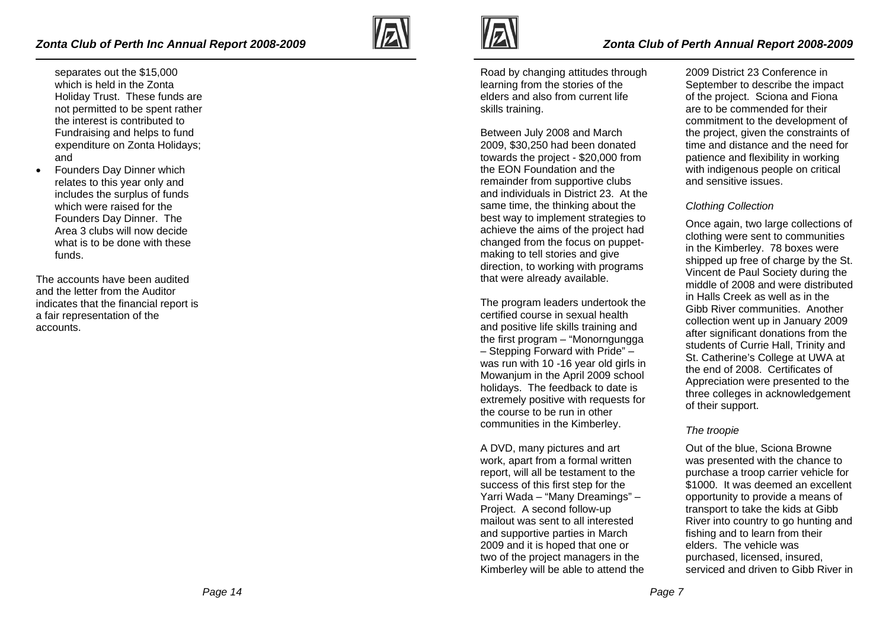separates out the $15,000 which is held in the Zonta Holiday Trust. These funds are not permitted to be spent rather the interest is contributed to Fundraising and helps to fund expenditure on Zonta Holidays; and
- Founders Day Dinner which relates to this year only and includes the surplus of funds which were raised for the Founders Day Dinner. The Area 3 clubs will now decide what is to be done with these funds.

The accounts have been audited and the letter from the Auditor indicates that the financial report is a fair representation of the accounts.

Road by changing attitudes through learning from the stories of the elders and also from current life skills training.

Between July 2008 and March 2009, $30,250 had been donated towards the project - $20,000 from the EON Foundation and the remainder from supportive clubs and individuals in District 23. At the same time, the thinking about the best way to implement strategies to achieve the aims of the project had changed from the focus on puppet-making to tell stories and give direction, to working with programs that were already available.

The program leaders undertook the certified course in sexual health and positive life skills training and the first program – "Monorngungga – Stepping Forward with Pride" – was run with 10 -16 year old girls in Mowanjum in the April 2009 school holidays. The feedback to date is extremely positive with requests for the course to be run in other communities in the Kimberley.

A DVD, many pictures and art work, apart from a formal written report, will all be testament to the success of this first step for the Yarri Wada – "Many Dreamings" – Project. A second follow-up mailout was sent to all interested and supportive parties in March 2009 and it is hoped that one or two of the project managers in the Kimberley will be able to attend the 2009 District 23 Conference in September to describe the impact of the project. Sciona and Fiona are to be commended for their commitment to the development of the project, given the constraints of time and distance and the need for patience and flexibility in working with indigenous people on critical and sensitive issues.

*Clothing Collection*

Once again, two large collections of clothing were sent to communities in the Kimberley. 78 boxes were shipped up free of charge by the St. Vincent de Paul Society during the middle of 2008 and were distributed in Halls Creek as well as in the Gibb River communities. Another collection went up in January 2009 after significant donations from the students of Currie Hall, Trinity and St. Catherine's College at UWA at the end of 2008. Certificates of Appreciation were presented to the three colleges in acknowledgement of their support.

*The troopie*

Out of the blue, Sciona Browne was presented with the chance to purchase a troop carrier vehicle for $1000. It was deemed an excellent opportunity to provide a means of transport to take the kids at Gibb River into country to go hunting and fishing and to learn from their elders. The vehicle was purchased, licensed, insured, serviced and driven to Gibb River in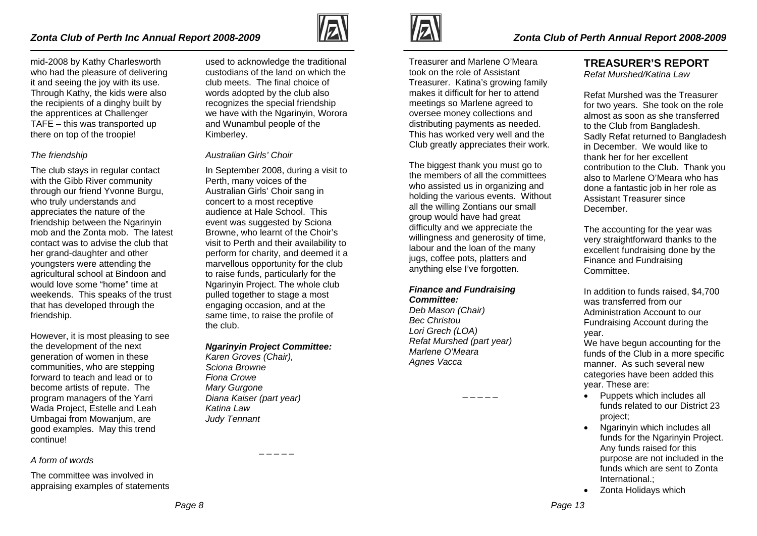mid-2008 by Kathy Charlesworth who had the pleasure of delivering it and seeing the joy with its use. Through Kathy, the kids were also the recipients of a dinghy built by the apprentices at Challenger TAFE – this was transported up there on top of the troopie!

*The friendship*

The club stays in regular contact with the Gibb River community through our friend Yvonne Burgu, who truly understands and appreciates the nature of the friendship between the Ngarinyin mob and the Zonta mob. The latest contact was to advise the club that her grand-daughter and other youngsters were attending the agricultural school at Bindoon and would love some "home" time at weekends. This speaks of the trust that has developed through the friendship.

However, it is most pleasing to see the development of the next generation of women in these communities, who are stepping forward to teach and lead or to become artists of repute. The program managers of the Yarri Wada Project, Estelle and Leah Umbagai from Mowanjum, are good examples. May this trend continue!

*A form of words*

The committee was involved in appraising examples of statements used to acknowledge the traditional custodians of the land on which the club meets. The final choice of words adopted by the club also recognizes the special friendship we have with the Ngarinyin, Worora and Wunambul people of the Kimberley.

*Australian Girls' Choir*

In September 2008, during a visit to Perth, many voices of the Australian Girls' Choir sang in concert to a most receptive audience at Hale School. This event was suggested by Sciona Browne, who learnt of the Choir's visit to Perth and their availability to perform for charity, and deemed it a marvellous opportunity for the club to raise funds, particularly for the Ngarinyin Project. The whole club pulled together to stage a most engaging occasion, and at the same time, to raise the profile of the club.

***Ngarinyin Project Committee:***
*Karen Groves (Chair),*
*Sciona Browne*
*Fiona Crowe*
*Mary Gurgone*
*Diana Kaiser (part year)*
*Katina Law*
*Judy Tennant*

_ _ _ _ _

Treasurer and Marlene O'Meara took on the role of Assistant Treasurer. Katina's growing family makes it difficult for her to attend meetings so Marlene agreed to oversee money collections and distributing payments as needed. This has worked very well and the Club greatly appreciates their work.

The biggest thank you must go to the members of all the committees who assisted us in organizing and holding the various events. Without all the willing Zontians our small group would have had great difficulty and we appreciate the willingness and generosity of time, labour and the loan of the many jugs, coffee pots, platters and anything else I've forgotten.

***Finance and Fundraising Committee:***
*Deb Mason (Chair)*
*Bec Christou*
*Lori Grech (LOA)*
*Refat Murshed (part year)*
*Marlene O'Meara*
*Agnes Vacca*

_ _ _ _ _

## TREASURER'S REPORT

*Refat Murshed/Katina Law*

Refat Murshed was the Treasurer for two years. She took on the role almost as soon as she transferred to the Club from Bangladesh. Sadly Refat returned to Bangladesh in December. We would like to thank her for her excellent contribution to the Club. Thank you also to Marlene O'Meara who has done a fantastic job in her role as Assistant Treasurer since December.

The accounting for the year was very straightforward thanks to the excellent fundraising done by the Finance and Fundraising Committee.

In addition to funds raised, $4,700 was transferred from our Administration Account to our Fundraising Account during the year.

We have begun accounting for the funds of the Club in a more specific manner. As such several new categories have been added this year. These are:

- Puppets which includes all funds related to our District 23 project;
- Ngarinyin which includes all funds for the Ngarinyin Project. Any funds raised for this purpose are not included in the funds which are sent to Zonta International.;
- Zonta Holidays which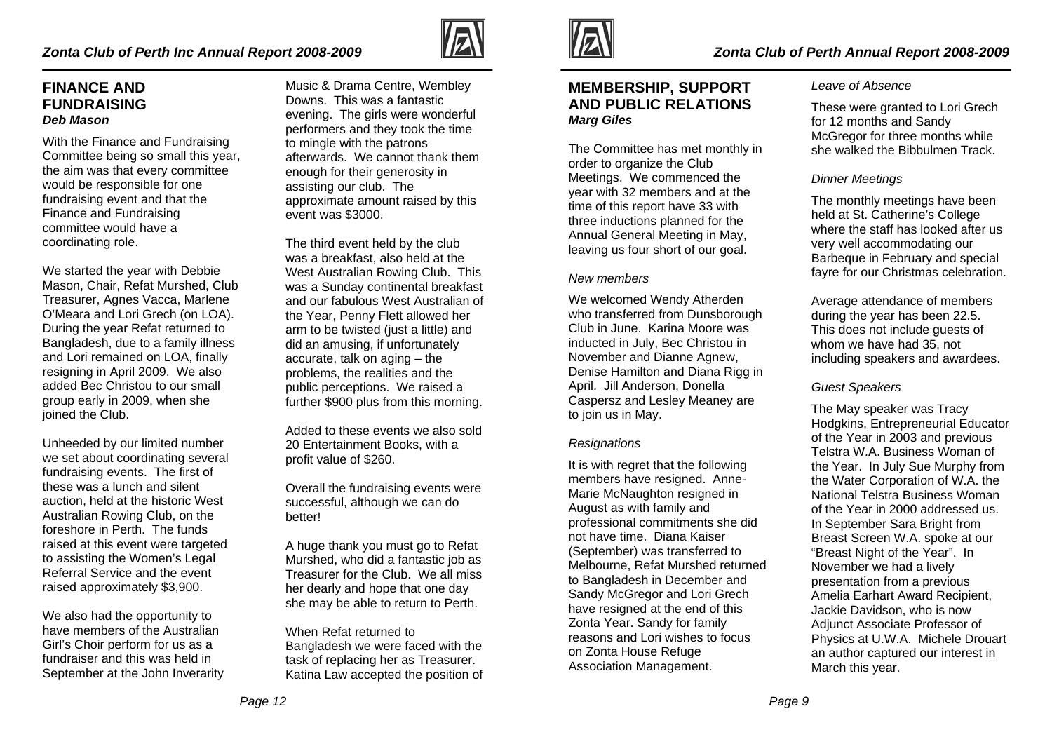## FINANCE AND FUNDRAISING
***Deb Mason***

With the Finance and Fundraising Committee being so small this year, the aim was that every committee would be responsible for one fundraising event and that the Finance and Fundraising committee would have a coordinating role.

We started the year with Debbie Mason, Chair, Refat Murshed, Club Treasurer, Agnes Vacca, Marlene O'Meara and Lori Grech (on LOA). During the year Refat returned to Bangladesh, due to a family illness and Lori remained on LOA, finally resigning in April 2009. We also added Bec Christou to our small group early in 2009, when she joined the Club.

Unheeded by our limited number we set about coordinating several fundraising events. The first of these was a lunch and silent auction, held at the historic West Australian Rowing Club, on the foreshore in Perth. The funds raised at this event were targeted to assisting the Women's Legal Referral Service and the event raised approximately $3,900.

We also had the opportunity to have members of the Australian Girl's Choir perform for us as a fundraiser and this was held in September at the John Inverarity Music & Drama Centre, Wembley Downs. This was a fantastic evening. The girls were wonderful performers and they took the time to mingle with the patrons afterwards. We cannot thank them enough for their generosity in assisting our club. The approximate amount raised by this event was $3000.

The third event held by the club was a breakfast, also held at the West Australian Rowing Club. This was a Sunday continental breakfast and our fabulous West Australian of the Year, Penny Flett allowed her arm to be twisted (just a little) and did an amusing, if unfortunately accurate, talk on aging – the problems, the realities and the public perceptions. We raised a further $900 plus from this morning.

Added to these events we also sold 20 Entertainment Books, with a profit value of $260.

Overall the fundraising events were successful, although we can do better!

A huge thank you must go to Refat Murshed, who did a fantastic job as Treasurer for the Club. We all miss her dearly and hope that one day she may be able to return to Perth.

When Refat returned to Bangladesh we were faced with the task of replacing her as Treasurer. Katina Law accepted the position of

## MEMBERSHIP, SUPPORT AND PUBLIC RELATIONS
***Marg Giles***

The Committee has met monthly in order to organize the Club Meetings. We commenced the year with 32 members and at the time of this report have 33 with three inductions planned for the Annual General Meeting in May, leaving us four short of our goal.

*New members*

We welcomed Wendy Atherden who transferred from Dunsborough Club in June. Karina Moore was inducted in July, Bec Christou in November and Dianne Agnew, Denise Hamilton and Diana Rigg in April. Jill Anderson, Donella Caspersz and Lesley Meaney are to join us in May.

*Resignations*

It is with regret that the following members have resigned. Anne-Marie McNaughton resigned in August as with family and professional commitments she did not have time. Diana Kaiser (September) was transferred to Melbourne, Refat Murshed returned to Bangladesh in December and Sandy McGregor and Lori Grech have resigned at the end of this Zonta Year. Sandy for family reasons and Lori wishes to focus on Zonta House Refuge Association Management.

*Leave of Absence*

These were granted to Lori Grech for 12 months and Sandy McGregor for three months while she walked the Bibbulmen Track.

*Dinner Meetings*

The monthly meetings have been held at St. Catherine's College where the staff has looked after us very well accommodating our Barbeque in February and special fayre for our Christmas celebration.

Average attendance of members during the year has been 22.5. This does not include guests of whom we have had 35, not including speakers and awardees.

*Guest Speakers*

The May speaker was Tracy Hodgkins, Entrepreneurial Educator of the Year in 2003 and previous Telstra W.A. Business Woman of the Year. In July Sue Murphy from the Water Corporation of W.A. the National Telstra Business Woman of the Year in 2000 addressed us. In September Sara Bright from Breast Screen W.A. spoke at our "Breast Night of the Year". In November we had a lively presentation from a previous Amelia Earhart Award Recipient, Jackie Davidson, who is now Adjunct Associate Professor of Physics at U.W.A. Michele Drouart an author captured our interest in March this year.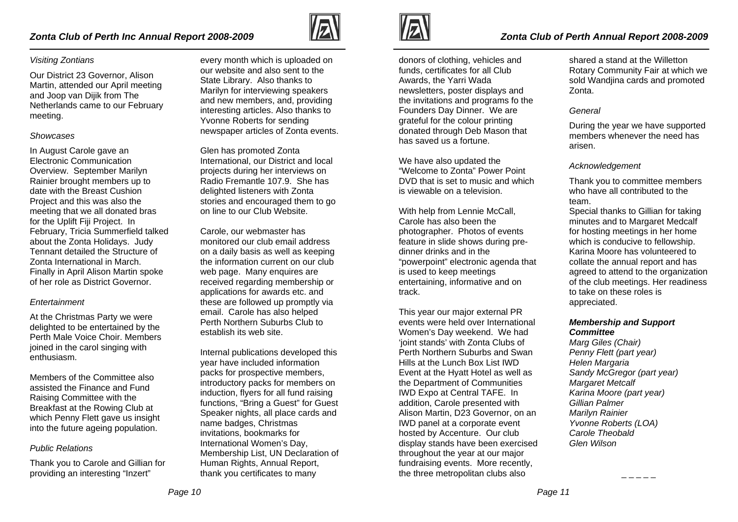*Visiting Zontians*

Our District 23 Governor, Alison Martin, attended our April meeting and Joop van Dijik from The Netherlands came to our February meeting.

*Showcases*

In August Carole gave an Electronic Communication Overview. September Marilyn Rainier brought members up to date with the Breast Cushion Project and this was also the meeting that we all donated bras for the Uplift Fiji Project. In February, Tricia Summerfield talked about the Zonta Holidays. Judy Tennant detailed the Structure of Zonta International in March. Finally in April Alison Martin spoke of her role as District Governor.

*Entertainment*

At the Christmas Party we were delighted to be entertained by the Perth Male Voice Choir. Members joined in the carol singing with enthusiasm.

Members of the Committee also assisted the Finance and Fund Raising Committee with the Breakfast at the Rowing Club at which Penny Flett gave us insight into the future ageing population.

*Public Relations*

Thank you to Carole and Gillian for providing an interesting "Inzert" every month which is uploaded on our website and also sent to the State Library. Also thanks to Marilyn for interviewing speakers and new members, and, providing interesting articles. Also thanks to Yvonne Roberts for sending newspaper articles of Zonta events.

Glen has promoted Zonta International, our District and local projects during her interviews on Radio Fremantle 107.9. She has delighted listeners with Zonta stories and encouraged them to go on line to our Club Website.

Carole, our webmaster has monitored our club email address on a daily basis as well as keeping the information current on our club web page. Many enquires are received regarding membership or applications for awards etc. and these are followed up promptly via email. Carole has also helped Perth Northern Suburbs Club to establish its web site.

Internal publications developed this year have included information packs for prospective members, introductory packs for members on induction, flyers for all fund raising functions, "Bring a Guest" for Guest Speaker nights, all place cards and name badges, Christmas invitations, bookmarks for International Women's Day, Membership List, UN Declaration of Human Rights, Annual Report, thank you certificates to many donors of clothing, vehicles and funds, certificates for all Club Awards, the Yarri Wada newsletters, poster displays and the invitations and programs fo the Founders Day Dinner. We are grateful for the colour printing donated through Deb Mason that has saved us a fortune.

We have also updated the "Welcome to Zonta" Power Point DVD that is set to music and which is viewable on a television.

With help from Lennie McCall, Carole has also been the photographer. Photos of events feature in slide shows during pre-dinner drinks and in the "powerpoint" electronic agenda that is used to keep meetings entertaining, informative and on track.

This year our major external PR events were held over International Women's Day weekend. We had 'joint stands' with Zonta Clubs of Perth Northern Suburbs and Swan Hills at the Lunch Box List IWD Event at the Hyatt Hotel as well as the Department of Communities IWD Expo at Central TAFE. In addition, Carole presented with Alison Martin, D23 Governor, on an IWD panel at a corporate event hosted by Accenture. Our club display stands have been exercised throughout the year at our major fundraising events. More recently, the three metropolitan clubs also shared a stand at the Willetton Rotary Community Fair at which we sold Wandjina cards and promoted Zonta.

*General*

During the year we have supported members whenever the need has arisen.

*Acknowledgement*

Thank you to committee members who have all contributed to the team.

Special thanks to Gillian for taking minutes and to Margaret Medcalf for hosting meetings in her home which is conducive to fellowship. Karina Moore has volunteered to collate the annual report and has agreed to attend to the organization of the club meetings. Her readiness to take on these roles is appreciated.

***Membership and Support Committee***

*Marg Giles (Chair)*
*Penny Flett (part year)*
*Helen Margaria*
*Sandy McGregor (part year)*
*Margaret Metcalf*
*Karina Moore (part year)*
*Gillian Palmer*
*Marilyn Rainier*
*Yvonne Roberts (LOA)*
*Carole Theobald*
*Glen Wilson*

_ _ _ _ _